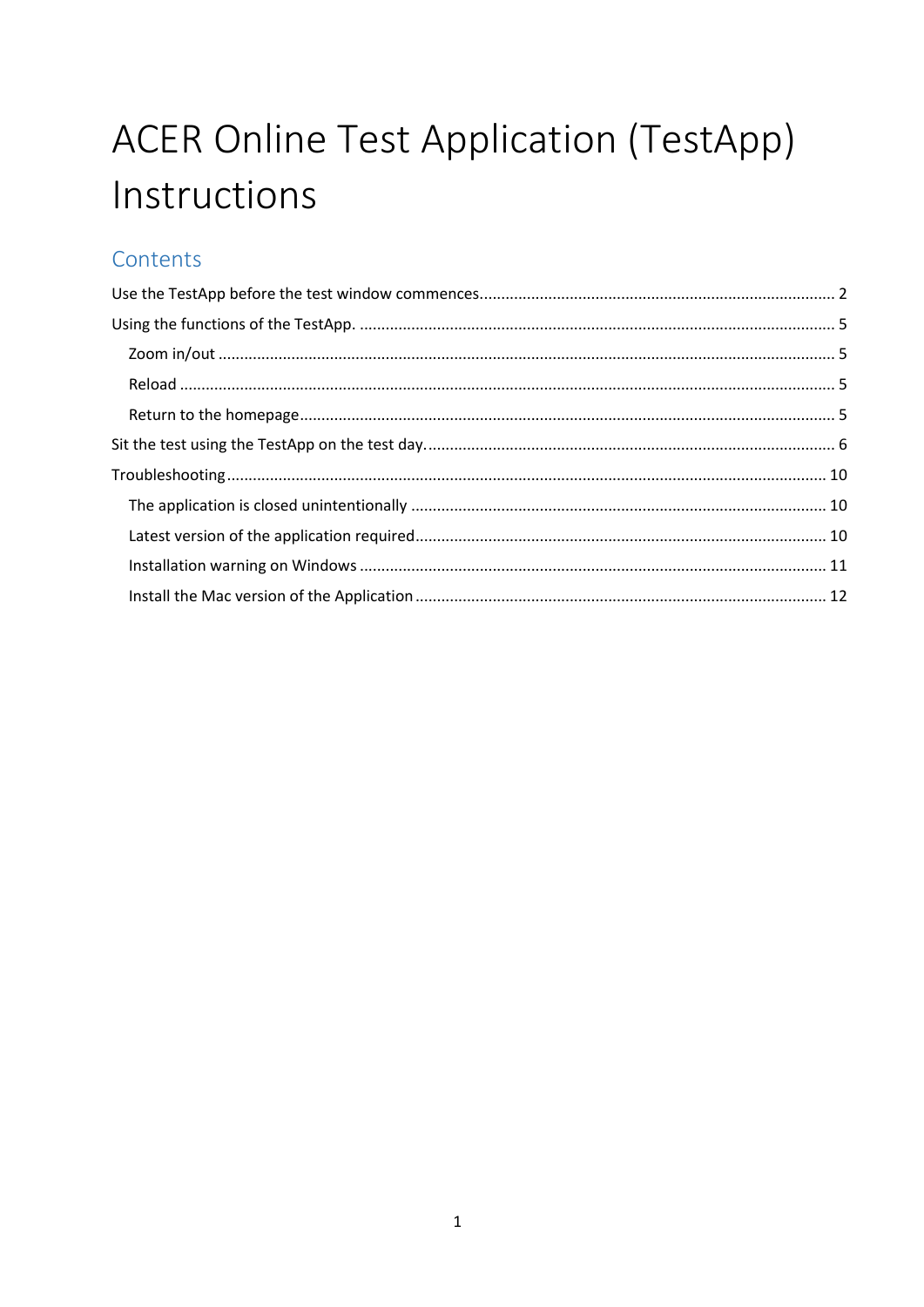# ACER Online Test Application (TestApp) Instructions

## Contents

Use the TestApp before the test window commences.......... 2

Using the functions of the TestApp. .......... 5

- Zoom in/out .......... 5
- Reload .......... 5
- Return to the homepage.......... 5

Sit the test using the TestApp on the test day. .......... 6

Troubleshooting.......... 10

- The application is closed unintentionally .......... 10
- Latest version of the application required.......... 10
- Installation warning on Windows .......... 11
- Install the Mac version of the Application .......... 12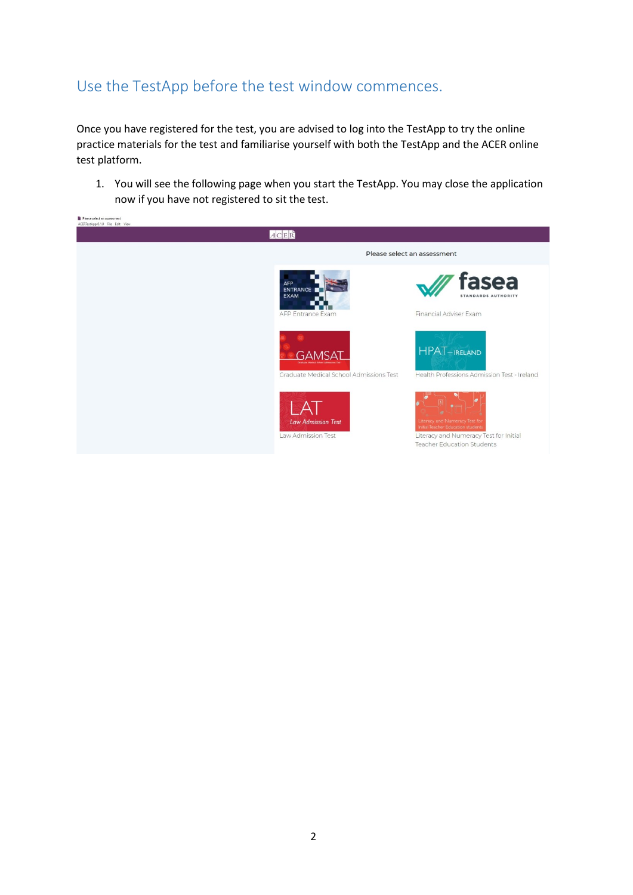## Use the TestApp before the test window commences.

Once you have registered for the test, you are advised to log into the TestApp to try the online practice materials for the test and familiarise yourself with both the TestApp and the ACER online test platform.

1. You will see the following page when you start the TestApp. You may close the application now if you have not registered to sit the test.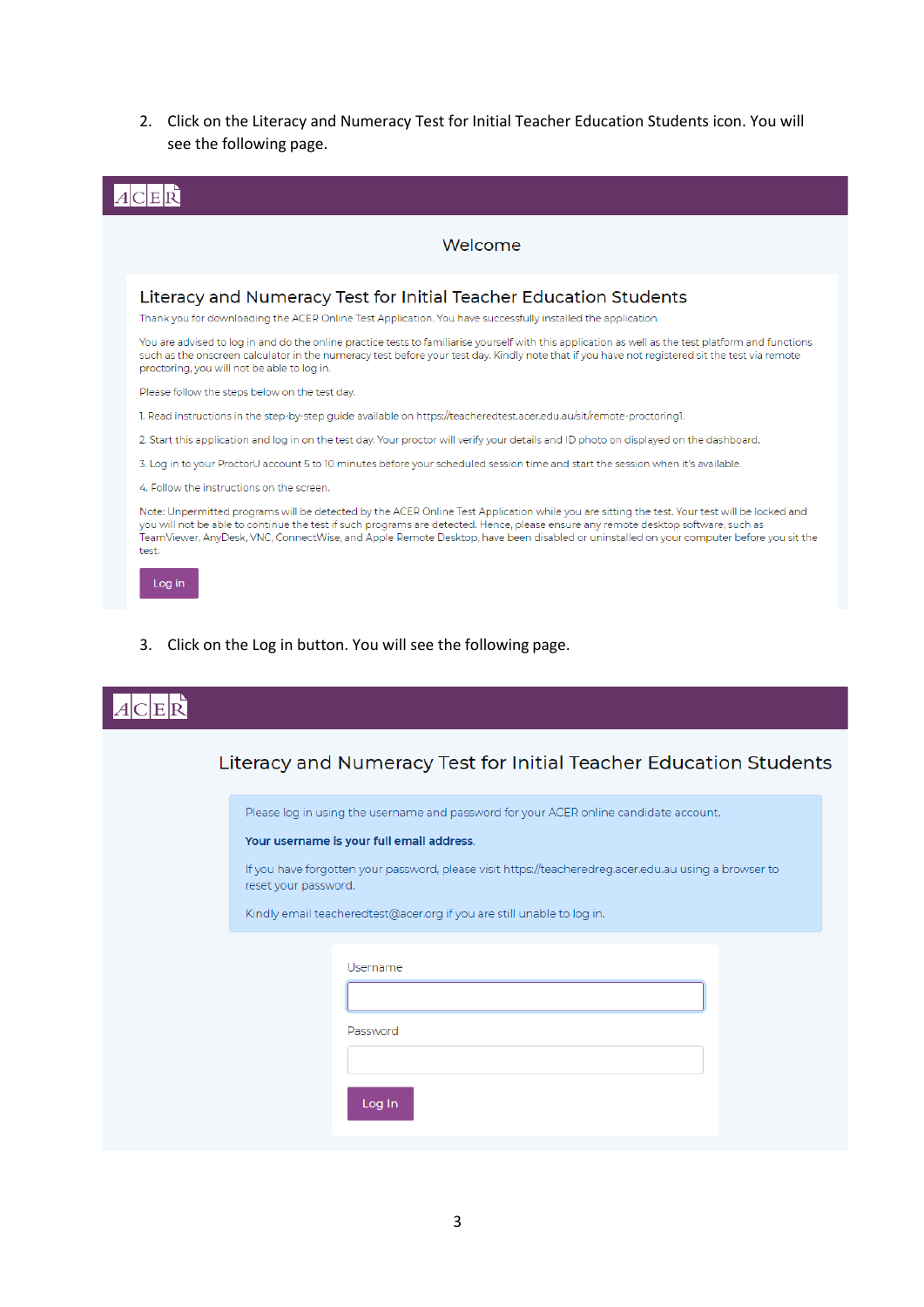2. Click on the Literacy and Numeracy Test for Initial Teacher Education Students icon. You will see the following page.

ACER

Welcome

## Literacy and Numeracy Test for Initial Teacher Education Students

Thank you for downloading the ACER Online Test Application. You have successfully installed the application.

You are advised to log in and do the online practice tests to familiarise yourself with this application as well as the test platform and functions such as the onscreen calculator in the numeracy test before your test day. Kindly note that if you have not registered sit the test via remote proctoring, you will not be able to log in.

Please follow the steps below on the test day.

1. Read instructions in the step-by-step guide available on https://teacheredtest.acer.edu.au/sit/remote-proctoring1.

2. Start this application and log in on the test day. Your proctor will verify your details and ID photo on displayed on the dashboard.

3. Log in to your ProctorU account 5 to 10 minutes before your scheduled session time and start the session when it's available.

4. Follow the instructions on the screen.

Note: Unpermitted programs will be detected by the ACER Online Test Application while you are sitting the test. Your test will be locked and you will not be able to continue the test if such programs are detected. Hence, please ensure any remote desktop software, such as TeamViewer, AnyDesk, VNC, ConnectWise, and Apple Remote Desktop, have been disabled or uninstalled on your computer before you sit the test.

Log in

3. Click on the Log in button. You will see the following page.

ACER

## Literacy and Numeracy Test for Initial Teacher Education Students

Please log in using the username and password for your ACER online candidate account.

**Your username is your full email address.**

If you have forgotten your password, please visit https://teacheredreg.acer.edu.au using a browser to reset your password.

Kindly email teacheredtest@acer.org if you are still unable to log in.

Username

Password

Log In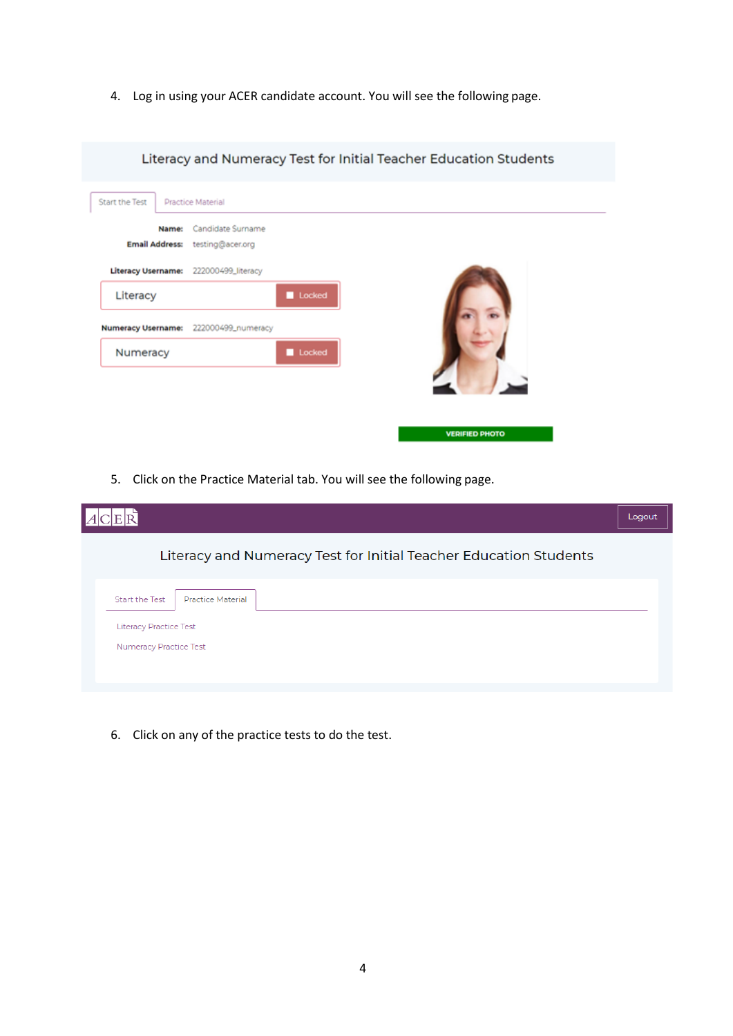4. Log in using your ACER candidate account. You will see the following page.

Literacy and Numeracy Test for Initial Teacher Education Students

Start the Test | Practice Material

**Name:** Candidate Surname
**Email Address:** testing@acer.org

**Literacy Username:** 222000499_literacy

Literacy — Locked

**Numeracy Username:** 222000499_numeracy

Numeracy — Locked

VERIFIED PHOTO

5. Click on the Practice Material tab. You will see the following page.

ACER — Logout

Literacy and Numeracy Test for Initial Teacher Education Students

Start the Test | Practice Material

Literacy Practice Test

Numeracy Practice Test

6. Click on any of the practice tests to do the test.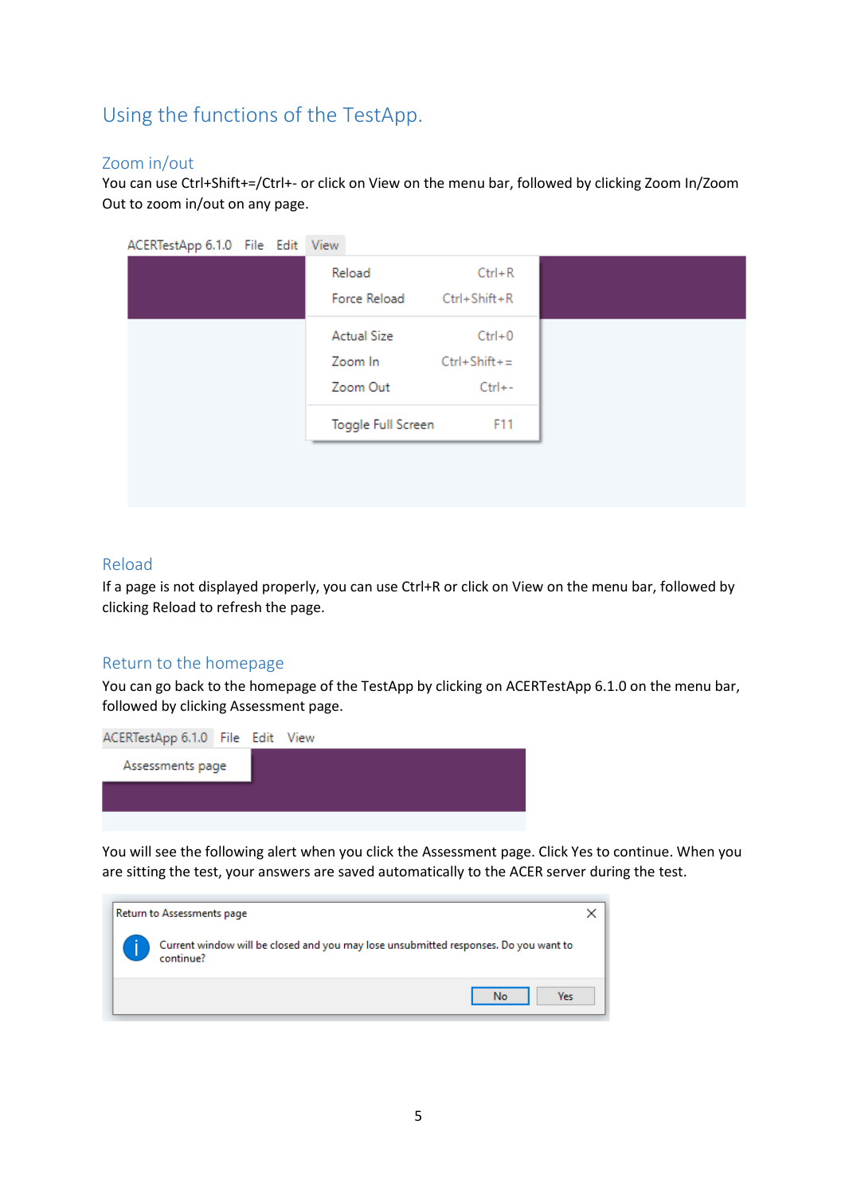# Using the functions of the TestApp.

## Zoom in/out

You can use Ctrl+Shift+=/Ctrl+- or click on View on the menu bar, followed by clicking Zoom In/Zoom Out to zoom in/out on any page.

ACERTestApp 6.1.0   File   Edit   View

| | |
|---|---|
| Reload | Ctrl+R |
| Force Reload | Ctrl+Shift+R |
| Actual Size | Ctrl+0 |
| Zoom In | Ctrl+Shift+= |
| Zoom Out | Ctrl+- |
| Toggle Full Screen | F11 |

## Reload

If a page is not displayed properly, you can use Ctrl+R or click on View on the menu bar, followed by clicking Reload to refresh the page.

## Return to the homepage

You can go back to the homepage of the TestApp by clicking on ACERTestApp 6.1.0 on the menu bar, followed by clicking Assessment page.

ACERTestApp 6.1.0   File   Edit   View

Assessments page

You will see the following alert when you click the Assessment page. Click Yes to continue. When you are sitting the test, your answers are saved automatically to the ACER server during the test.

Return to Assessments page

Current window will be closed and you may lose unsubmitted responses. Do you want to continue?

No   Yes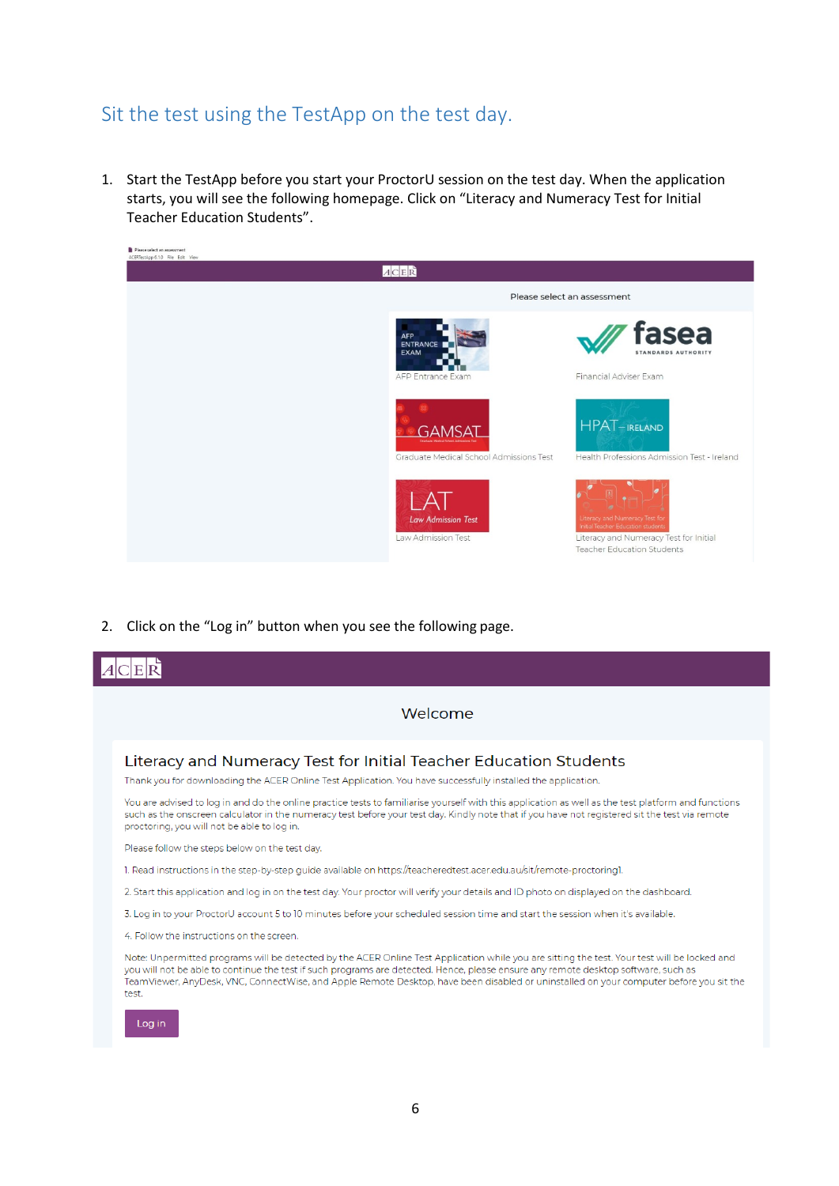## Sit the test using the TestApp on the test day.

1. Start the TestApp before you start your ProctorU session on the test day. When the application starts, you will see the following homepage. Click on "Literacy and Numeracy Test for Initial Teacher Education Students".

2. Click on the "Log in" button when you see the following page.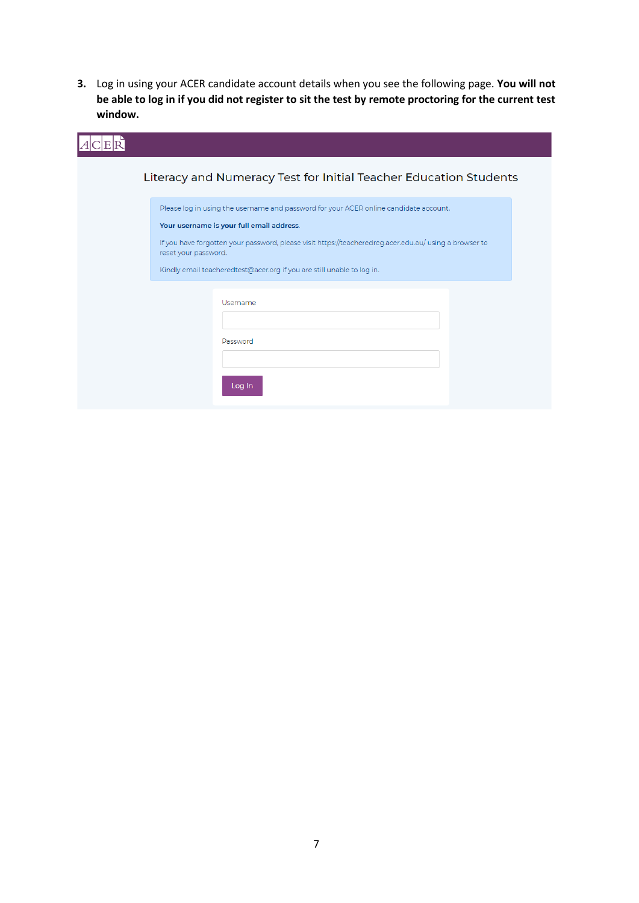3. Log in using your ACER candidate account details when you see the following page. **You will not be able to log in if you did not register to sit the test by remote proctoring for the current test window.**

ACER

Literacy and Numeracy Test for Initial Teacher Education Students

Please log in using the username and password for your ACER online candidate account.

**Your username is your full email address.**

If you have forgotten your password, please visit https://teacheredreg.acer.edu.au/ using a browser to reset your password.

Kindly email teacheredtest@acer.org if you are still unable to log in.

Username

Password

Log In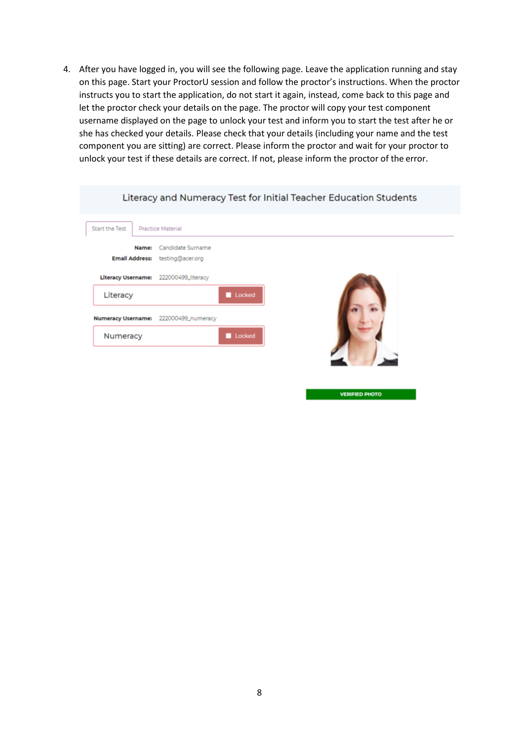4. After you have logged in, you will see the following page. Leave the application running and stay on this page. Start your ProctorU session and follow the proctor's instructions. When the proctor instructs you to start the application, do not start it again, instead, come back to this page and let the proctor check your details on the page. The proctor will copy your test component username displayed on the page to unlock your test and inform you to start the test after he or she has checked your details. Please check that your details (including your name and the test component you are sitting) are correct. Please inform the proctor and wait for your proctor to unlock your test if these details are correct. If not, please inform the proctor of the error.

Literacy and Numeracy Test for Initial Teacher Education Students

Start the Test | Practice Material

**Name:** Candidate Surname
**Email Address:** testing@acer.org

**Literacy Username:** 222000499_literacy

Literacy — Locked

**Numeracy Username:** 222000499_numeracy

Numeracy — Locked

VERIFIED PHOTO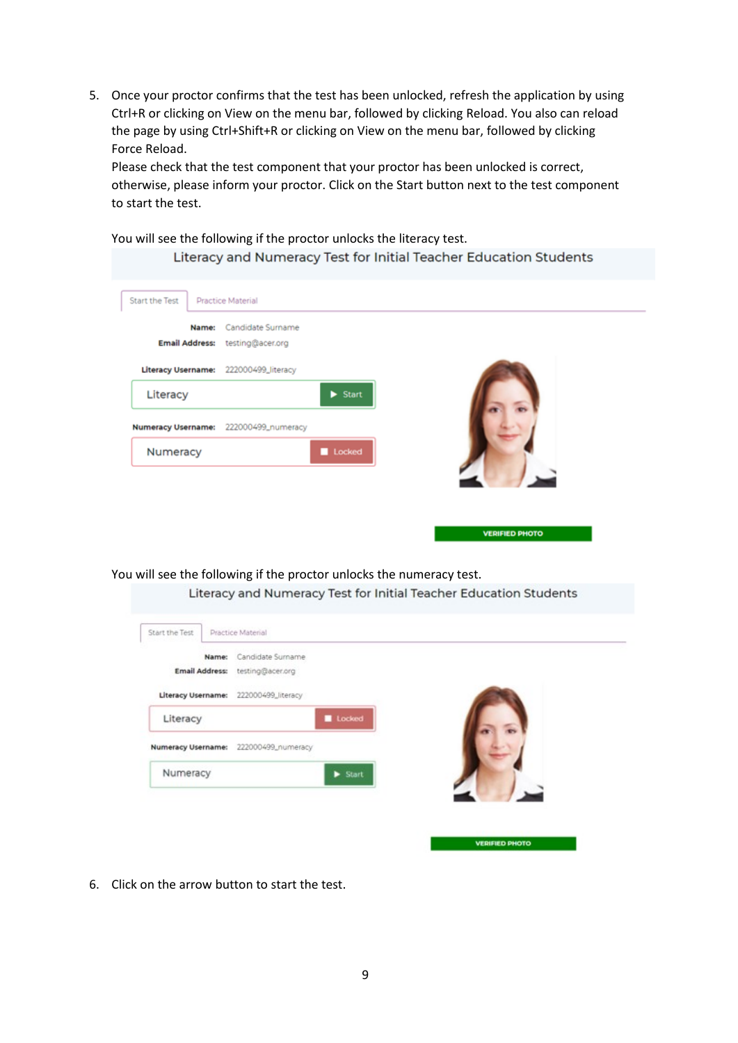5. Once your proctor confirms that the test has been unlocked, refresh the application by using Ctrl+R or clicking on View on the menu bar, followed by clicking Reload. You also can reload the page by using Ctrl+Shift+R or clicking on View on the menu bar, followed by clicking Force Reload.
   Please check that the test component that your proctor has been unlocked is correct, otherwise, please inform your proctor. Click on the Start button next to the test component to start the test.

   You will see the following if the proctor unlocks the literacy test.

   Literacy and Numeracy Test for Initial Teacher Education Students

   Start the Test | Practice Material

   **Name:** Candidate Surname
   **Email Address:** testing@acer.org

   **Literacy Username:** 222000499_literacy
   Literacy ▶ Start

   **Numeracy Username:** 222000499_numeracy
   Numeracy ■ Locked

   VERIFIED PHOTO

   You will see the following if the proctor unlocks the numeracy test.

   Literacy and Numeracy Test for Initial Teacher Education Students

   Start the Test | Practice Material

   **Name:** Candidate Surname
   **Email Address:** testing@acer.org

   **Literacy Username:** 222000499_literacy
   Literacy ■ Locked

   **Numeracy Username:** 222000499_numeracy
   Numeracy ▶ Start

   VERIFIED PHOTO

6. Click on the arrow button to start the test.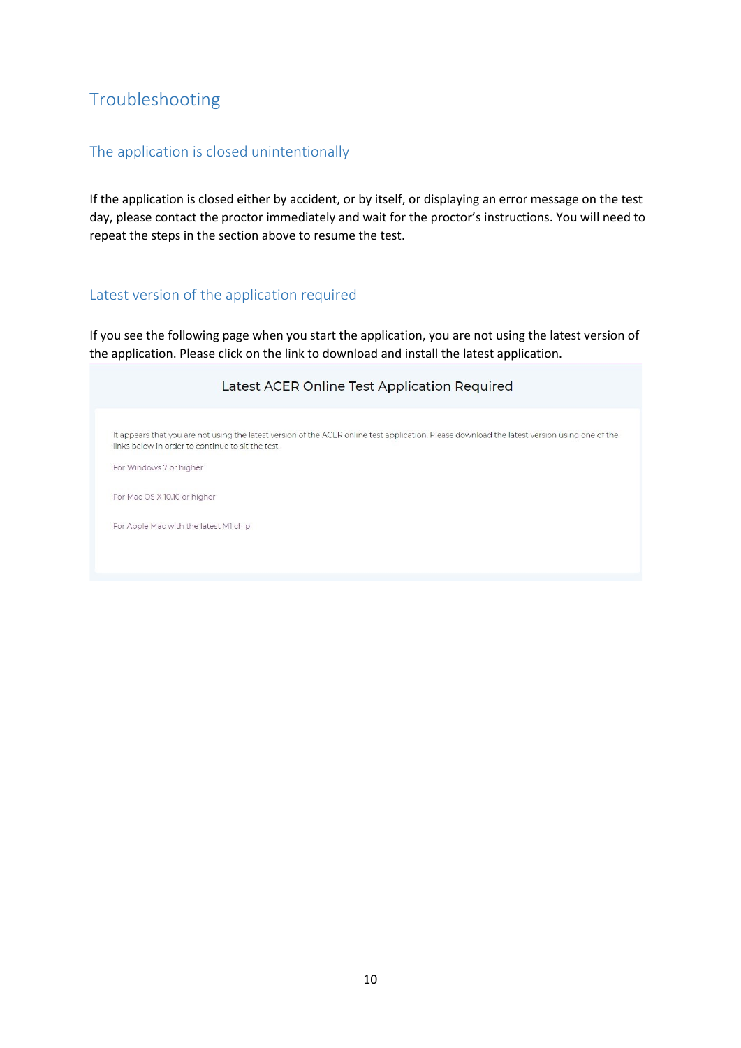# Troubleshooting

## The application is closed unintentionally

If the application is closed either by accident, or by itself, or displaying an error message on the test day, please contact the proctor immediately and wait for the proctor's instructions. You will need to repeat the steps in the section above to resume the test.

## Latest version of the application required

If you see the following page when you start the application, you are not using the latest version of the application. Please click on the link to download and install the latest application.

Latest ACER Online Test Application Required

It appears that you are not using the latest version of the ACER online test application. Please download the latest version using one of the links below in order to continue to sit the test.

For Windows 7 or higher

For Mac OS X 10.10 or higher

For Apple Mac with the latest M1 chip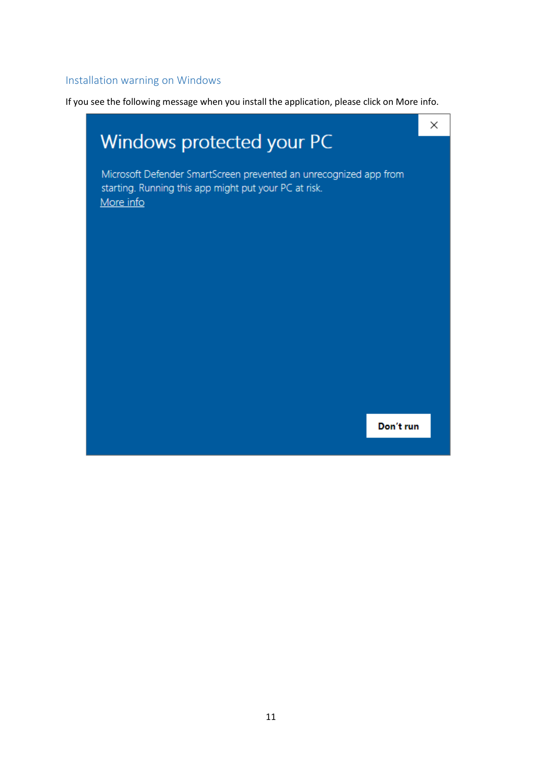## Installation warning on Windows

If you see the following message when you install the application, please click on More info.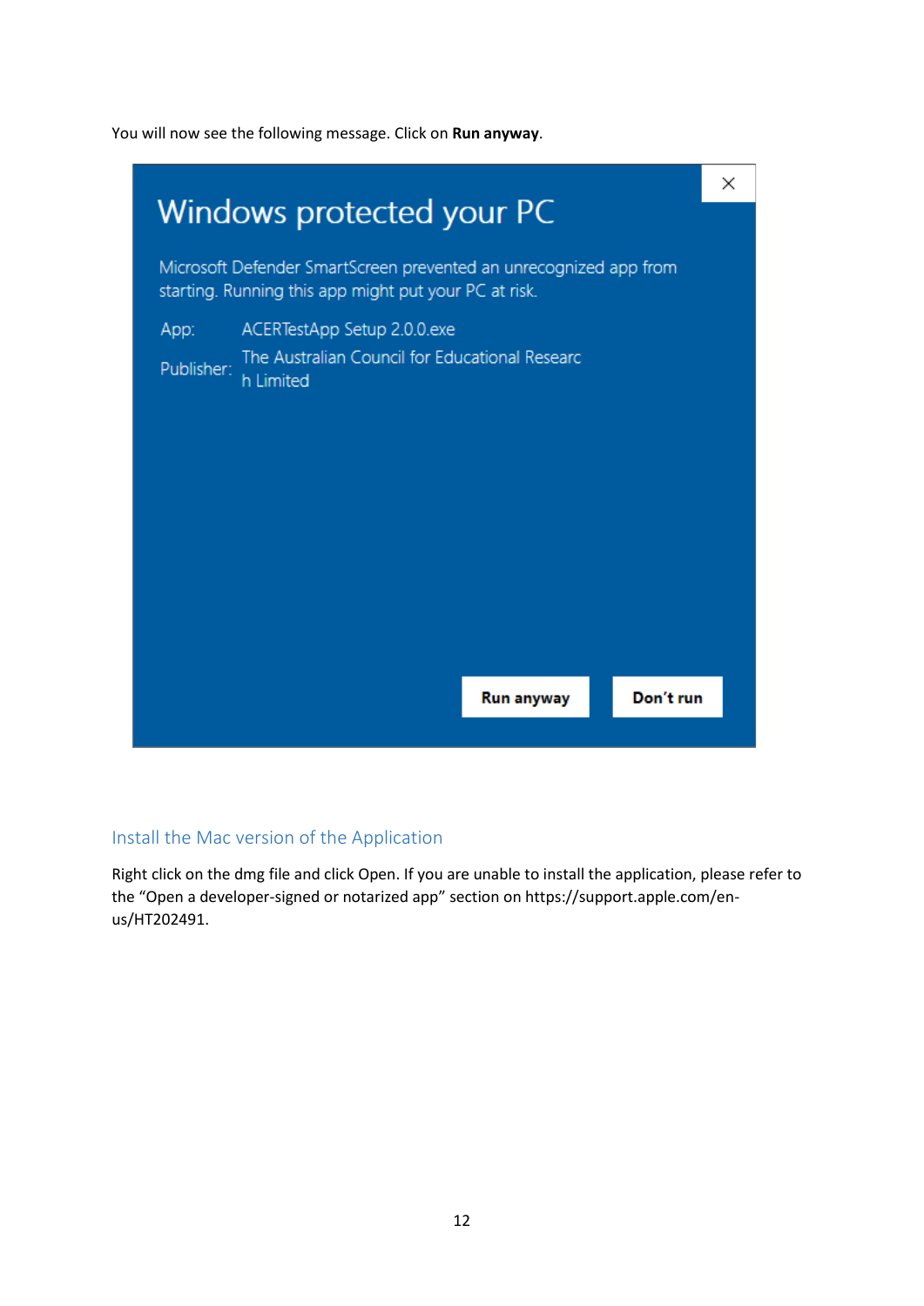You will now see the following message. Click on **Run anyway**.

Windows protected your PC

Microsoft Defender SmartScreen prevented an unrecognized app from starting. Running this app might put your PC at risk.

App: ACERTestApp Setup 2.0.0.exe

Publisher: The Australian Council for Educational Research Limited

Run anyway Don't run

## Install the Mac version of the Application

Right click on the dmg file and click Open. If you are unable to install the application, please refer to the "Open a developer-signed or notarized app" section on https://support.apple.com/en-us/HT202491.